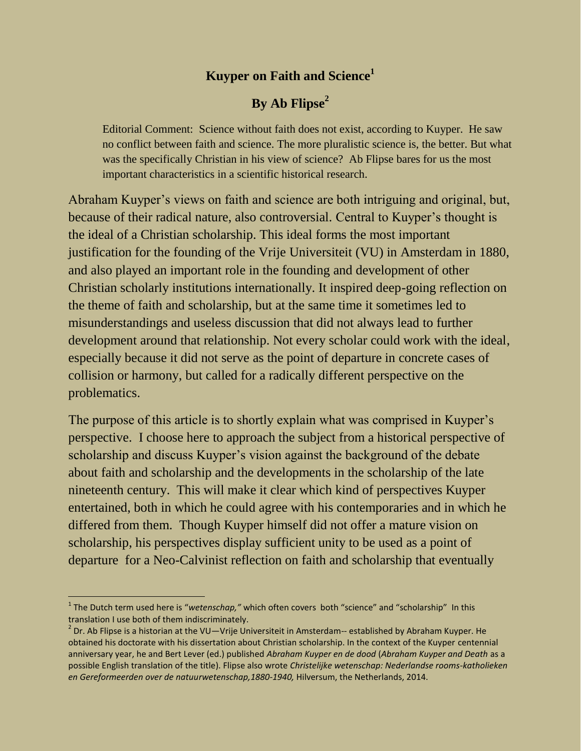# Kuyper on Faith and Science[1]

## By Ab Flipse[2]

> Editorial Comment: Science without faith does not exist, according to Kuyper. He saw no conflict between faith and science. The more pluralistic science is, the better. But what was the specifically Christian in his view of science? Ab Flipse bares for us the most important characteristics in a scientific historical research.

Abraham Kuyper's views on faith and science are both intriguing and original, but, because of their radical nature, also controversial. Central to Kuyper's thought is the ideal of a Christian scholarship. This ideal forms the most important justification for the founding of the Vrije Universiteit (VU) in Amsterdam in 1880, and also played an important role in the founding and development of other Christian scholarly institutions internationally. It inspired deep-going reflection on the theme of faith and scholarship, but at the same time it sometimes led to misunderstandings and useless discussion that did not always lead to further development around that relationship. Not every scholar could work with the ideal, especially because it did not serve as the point of departure in concrete cases of collision or harmony, but called for a radically different perspective on the problematics.

The purpose of this article is to shortly explain what was comprised in Kuyper's perspective. I choose here to approach the subject from a historical perspective of scholarship and discuss Kuyper's vision against the background of the debate about faith and scholarship and the developments in the scholarship of the late nineteenth century. This will make it clear which kind of perspectives Kuyper entertained, both in which he could agree with his contemporaries and in which he differed from them. Though Kuyper himself did not offer a mature vision on scholarship, his perspectives display sufficient unity to be used as a point of departure for a Neo-Calvinist reflection on faith and scholarship that eventually

---

[1] The Dutch term used here is "*wetenschap,"* which often covers both "science" and "scholarship" In this translation I use both of them indiscriminately.

[2] Dr. Ab Flipse is a historian at the VU—Vrije Universiteit in Amsterdam-- established by Abraham Kuyper. He obtained his doctorate with his dissertation about Christian scholarship. In the context of the Kuyper centennial anniversary year, he and Bert Lever (ed.) published *Abraham Kuyper en de dood* (*Abraham Kuyper and Death* as a possible English translation of the title). Flipse also wrote *Christelijke wetenschap: Nederlandse rooms-katholieken en Gereformeerden over de natuurwetenschap,1880-1940,* Hilversum, the Netherlands, 2014.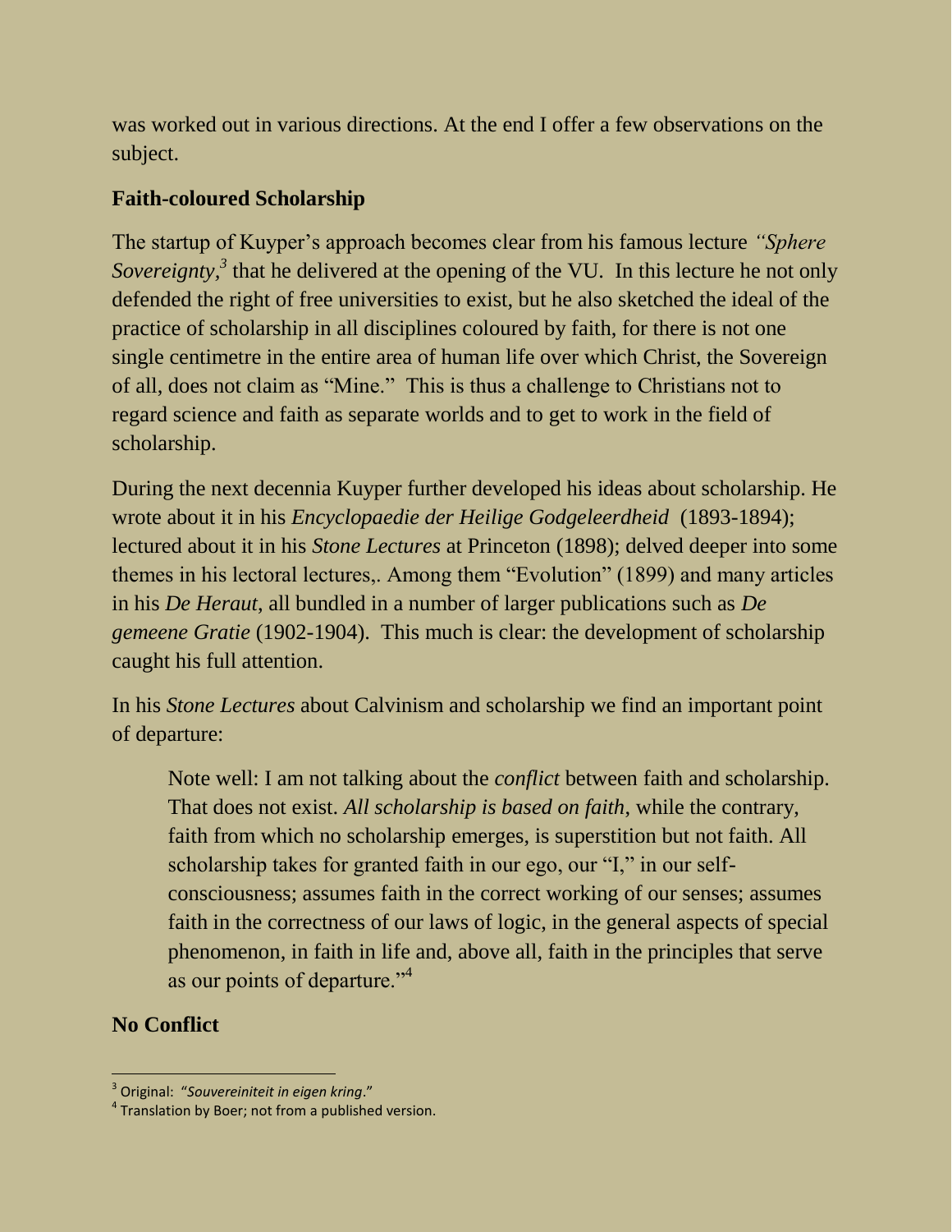was worked out in various directions. At the end I offer a few observations on the subject.

## Faith-coloured Scholarship

The startup of Kuyper's approach becomes clear from his famous lecture *"Sphere Sovereignty,*[3] that he delivered at the opening of the VU. In this lecture he not only defended the right of free universities to exist, but he also sketched the ideal of the practice of scholarship in all disciplines coloured by faith, for there is not one single centimetre in the entire area of human life over which Christ, the Sovereign of all, does not claim as "Mine." This is thus a challenge to Christians not to regard science and faith as separate worlds and to get to work in the field of scholarship.

During the next decennia Kuyper further developed his ideas about scholarship. He wrote about it in his *Encyclopaedie der Heilige Godgeleerdheid* (1893-1894); lectured about it in his *Stone Lectures* at Princeton (1898); delved deeper into some themes in his lectoral lectures,. Among them "Evolution" (1899) and many articles in his *De Heraut*, all bundled in a number of larger publications such as *De gemeene Gratie* (1902-1904). This much is clear: the development of scholarship caught his full attention.

In his *Stone Lectures* about Calvinism and scholarship we find an important point of departure:

> Note well: I am not talking about the *conflict* between faith and scholarship. That does not exist. *All scholarship is based on faith*, while the contrary, faith from which no scholarship emerges, is superstition but not faith. All scholarship takes for granted faith in our ego, our "I," in our self-consciousness; assumes faith in the correct working of our senses; assumes faith in the correctness of our laws of logic, in the general aspects of special phenomenon, in faith in life and, above all, faith in the principles that serve as our points of departure."[4]

## No Conflict

---

[3] Original: "*Souvereiniteit in eigen kring*."

[4] Translation by Boer; not from a published version.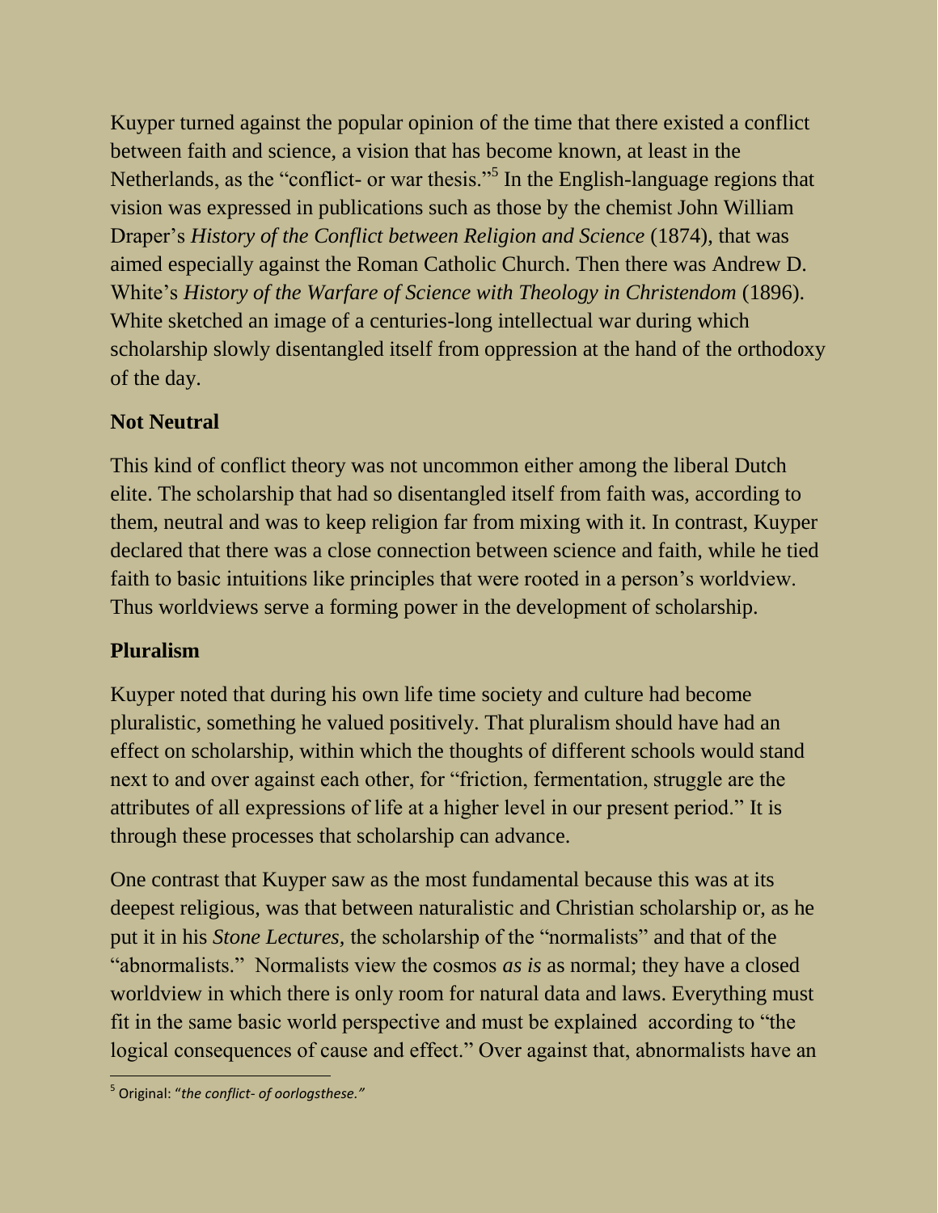Kuyper turned against the popular opinion of the time that there existed a conflict between faith and science, a vision that has become known, at least in the Netherlands, as the "conflict- or war thesis."[5] In the English-language regions that vision was expressed in publications such as those by the chemist John William Draper's *History of the Conflict between Religion and Science* (1874), that was aimed especially against the Roman Catholic Church. Then there was Andrew D. White's *History of the Warfare of Science with Theology in Christendom* (1896). White sketched an image of a centuries-long intellectual war during which scholarship slowly disentangled itself from oppression at the hand of the orthodoxy of the day.

**Not Neutral**

This kind of conflict theory was not uncommon either among the liberal Dutch elite. The scholarship that had so disentangled itself from faith was, according to them, neutral and was to keep religion far from mixing with it. In contrast, Kuyper declared that there was a close connection between science and faith, while he tied faith to basic intuitions like principles that were rooted in a person's worldview. Thus worldviews serve a forming power in the development of scholarship.

**Pluralism**

Kuyper noted that during his own life time society and culture had become pluralistic, something he valued positively. That pluralism should have had an effect on scholarship, within which the thoughts of different schools would stand next to and over against each other, for "friction, fermentation, struggle are the attributes of all expressions of life at a higher level in our present period." It is through these processes that scholarship can advance.

One contrast that Kuyper saw as the most fundamental because this was at its deepest religious, was that between naturalistic and Christian scholarship or, as he put it in his *Stone Lectures*, the scholarship of the "normalists" and that of the "abnormalists." Normalists view the cosmos *as is* as normal; they have a closed worldview in which there is only room for natural data and laws. Everything must fit in the same basic world perspective and must be explained according to "the logical consequences of cause and effect." Over against that, abnormalists have an

[5] Original: "*the conflict- of oorlogsthese.*"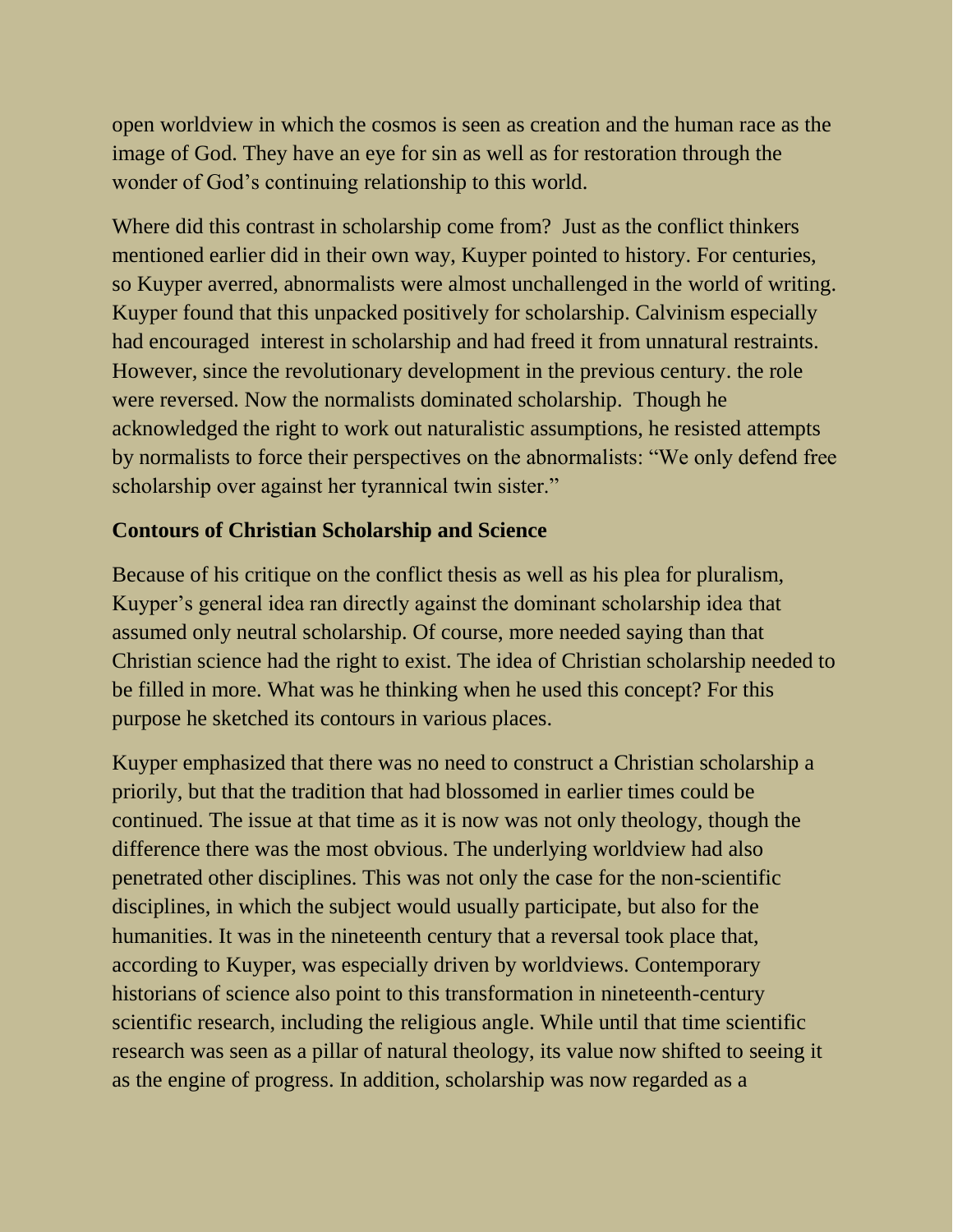open worldview in which the cosmos is seen as creation and the human race as the image of God. They have an eye for sin as well as for restoration through the wonder of God's continuing relationship to this world.

Where did this contrast in scholarship come from? Just as the conflict thinkers mentioned earlier did in their own way, Kuyper pointed to history. For centuries, so Kuyper averred, abnormalists were almost unchallenged in the world of writing. Kuyper found that this unpacked positively for scholarship. Calvinism especially had encouraged interest in scholarship and had freed it from unnatural restraints. However, since the revolutionary development in the previous century. the role were reversed. Now the normalists dominated scholarship. Though he acknowledged the right to work out naturalistic assumptions, he resisted attempts by normalists to force their perspectives on the abnormalists: "We only defend free scholarship over against her tyrannical twin sister."

**Contours of Christian Scholarship and Science**

Because of his critique on the conflict thesis as well as his plea for pluralism, Kuyper's general idea ran directly against the dominant scholarship idea that assumed only neutral scholarship. Of course, more needed saying than that Christian science had the right to exist. The idea of Christian scholarship needed to be filled in more. What was he thinking when he used this concept? For this purpose he sketched its contours in various places.

Kuyper emphasized that there was no need to construct a Christian scholarship a priorily, but that the tradition that had blossomed in earlier times could be continued. The issue at that time as it is now was not only theology, though the difference there was the most obvious. The underlying worldview had also penetrated other disciplines. This was not only the case for the non-scientific disciplines, in which the subject would usually participate, but also for the humanities. It was in the nineteenth century that a reversal took place that, according to Kuyper, was especially driven by worldviews. Contemporary historians of science also point to this transformation in nineteenth-century scientific research, including the religious angle. While until that time scientific research was seen as a pillar of natural theology, its value now shifted to seeing it as the engine of progress. In addition, scholarship was now regarded as a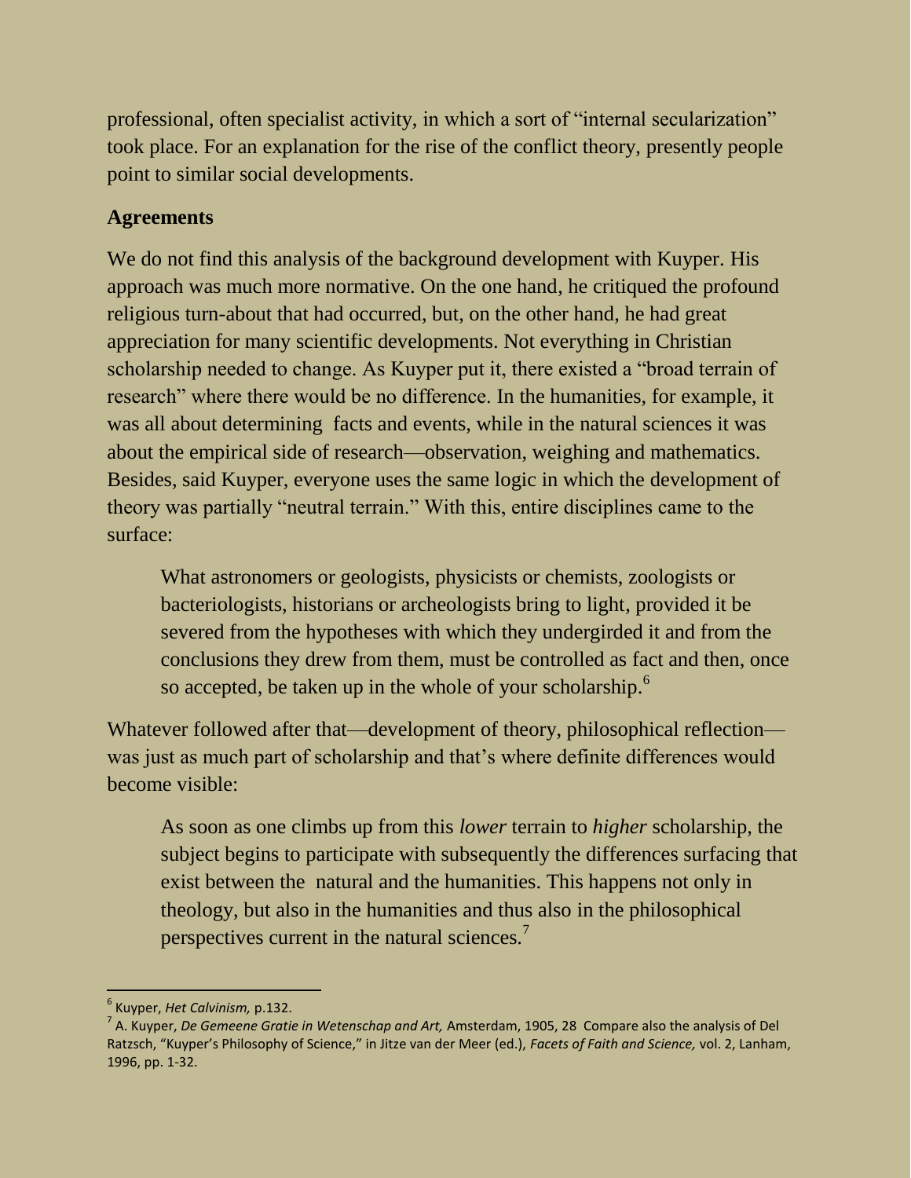professional, often specialist activity, in which a sort of "internal secularization" took place. For an explanation for the rise of the conflict theory, presently people point to similar social developments.

**Agreements**

We do not find this analysis of the background development with Kuyper. His approach was much more normative. On the one hand, he critiqued the profound religious turn-about that had occurred, but, on the other hand, he had great appreciation for many scientific developments. Not everything in Christian scholarship needed to change. As Kuyper put it, there existed a "broad terrain of research" where there would be no difference. In the humanities, for example, it was all about determining facts and events, while in the natural sciences it was about the empirical side of research—observation, weighing and mathematics. Besides, said Kuyper, everyone uses the same logic in which the development of theory was partially "neutral terrain." With this, entire disciplines came to the surface:

> What astronomers or geologists, physicists or chemists, zoologists or bacteriologists, historians or archeologists bring to light, provided it be severed from the hypotheses with which they undergirded it and from the conclusions they drew from them, must be controlled as fact and then, once so accepted, be taken up in the whole of your scholarship.[6]

Whatever followed after that—development of theory, philosophical reflection—was just as much part of scholarship and that's where definite differences would become visible:

> As soon as one climbs up from this *lower* terrain to *higher* scholarship, the subject begins to participate with subsequently the differences surfacing that exist between the natural and the humanities. This happens not only in theology, but also in the humanities and thus also in the philosophical perspectives current in the natural sciences.[7]

---

[6] Kuyper, *Het Calvinism,* p.132.

[7] A. Kuyper, *De Gemeene Gratie in Wetenschap and Art,* Amsterdam, 1905, 28 Compare also the analysis of Del Ratzsch, "Kuyper's Philosophy of Science," in Jitze van der Meer (ed.), *Facets of Faith and Science,* vol. 2, Lanham, 1996, pp. 1-32.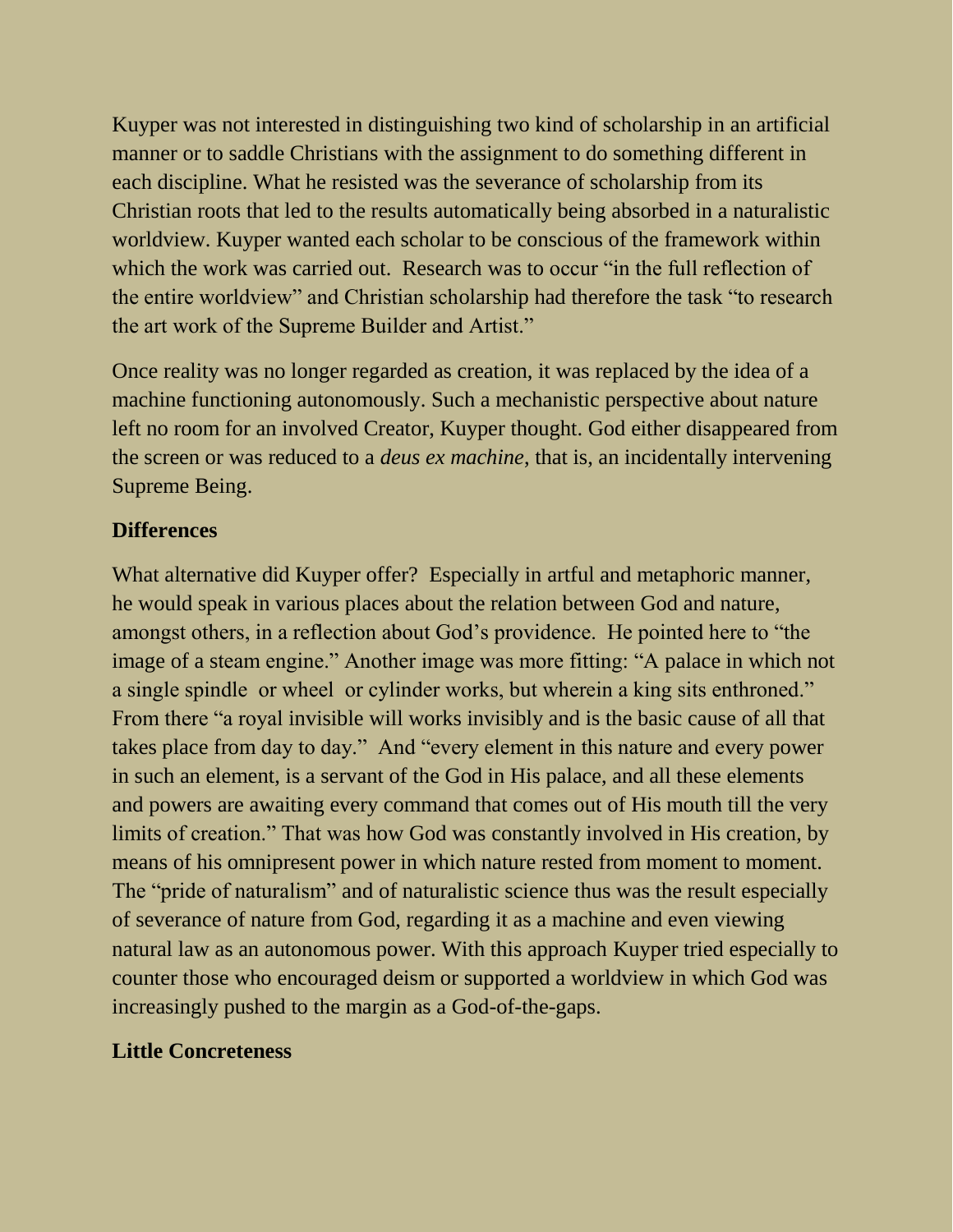Kuyper was not interested in distinguishing two kind of scholarship in an artificial manner or to saddle Christians with the assignment to do something different in each discipline. What he resisted was the severance of scholarship from its Christian roots that led to the results automatically being absorbed in a naturalistic worldview. Kuyper wanted each scholar to be conscious of the framework within which the work was carried out. Research was to occur "in the full reflection of the entire worldview" and Christian scholarship had therefore the task "to research the art work of the Supreme Builder and Artist."

Once reality was no longer regarded as creation, it was replaced by the idea of a machine functioning autonomously. Such a mechanistic perspective about nature left no room for an involved Creator, Kuyper thought. God either disappeared from the screen or was reduced to a *deus ex machine*, that is, an incidentally intervening Supreme Being.

## Differences

What alternative did Kuyper offer? Especially in artful and metaphoric manner, he would speak in various places about the relation between God and nature, amongst others, in a reflection about God's providence. He pointed here to "the image of a steam engine." Another image was more fitting: "A palace in which not a single spindle or wheel or cylinder works, but wherein a king sits enthroned." From there "a royal invisible will works invisibly and is the basic cause of all that takes place from day to day." And "every element in this nature and every power in such an element, is a servant of the God in His palace, and all these elements and powers are awaiting every command that comes out of His mouth till the very limits of creation." That was how God was constantly involved in His creation, by means of his omnipresent power in which nature rested from moment to moment. The "pride of naturalism" and of naturalistic science thus was the result especially of severance of nature from God, regarding it as a machine and even viewing natural law as an autonomous power. With this approach Kuyper tried especially to counter those who encouraged deism or supported a worldview in which God was increasingly pushed to the margin as a God-of-the-gaps.

## Little Concreteness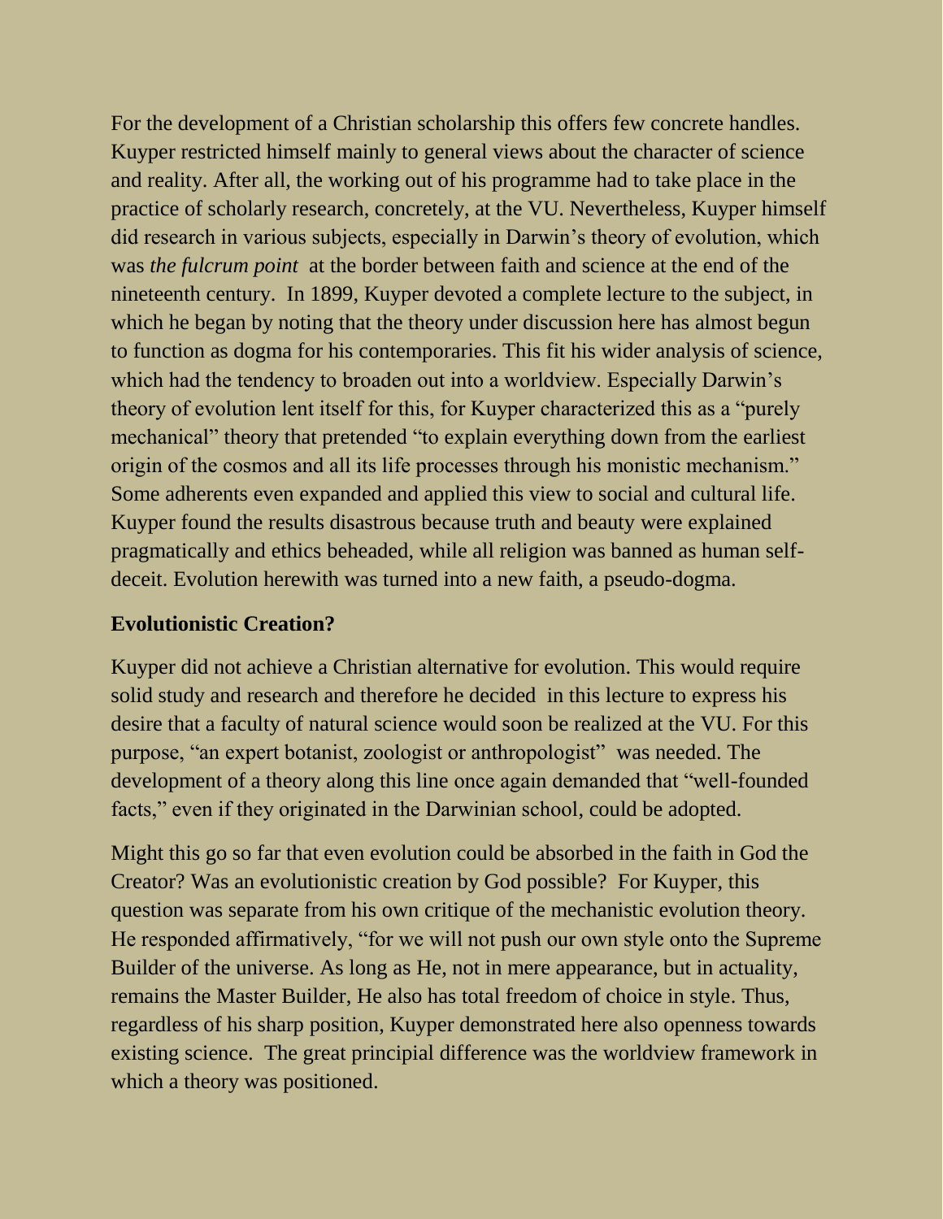For the development of a Christian scholarship this offers few concrete handles. Kuyper restricted himself mainly to general views about the character of science and reality. After all, the working out of his programme had to take place in the practice of scholarly research, concretely, at the VU. Nevertheless, Kuyper himself did research in various subjects, especially in Darwin's theory of evolution, which was *the fulcrum point* at the border between faith and science at the end of the nineteenth century. In 1899, Kuyper devoted a complete lecture to the subject, in which he began by noting that the theory under discussion here has almost begun to function as dogma for his contemporaries. This fit his wider analysis of science, which had the tendency to broaden out into a worldview. Especially Darwin's theory of evolution lent itself for this, for Kuyper characterized this as a "purely mechanical" theory that pretended "to explain everything down from the earliest origin of the cosmos and all its life processes through his monistic mechanism." Some adherents even expanded and applied this view to social and cultural life. Kuyper found the results disastrous because truth and beauty were explained pragmatically and ethics beheaded, while all religion was banned as human self-deceit. Evolution herewith was turned into a new faith, a pseudo-dogma.

## Evolutionistic Creation?

Kuyper did not achieve a Christian alternative for evolution. This would require solid study and research and therefore he decided in this lecture to express his desire that a faculty of natural science would soon be realized at the VU. For this purpose, "an expert botanist, zoologist or anthropologist" was needed. The development of a theory along this line once again demanded that "well-founded facts," even if they originated in the Darwinian school, could be adopted.

Might this go so far that even evolution could be absorbed in the faith in God the Creator? Was an evolutionistic creation by God possible? For Kuyper, this question was separate from his own critique of the mechanistic evolution theory. He responded affirmatively, "for we will not push our own style onto the Supreme Builder of the universe. As long as He, not in mere appearance, but in actuality, remains the Master Builder, He also has total freedom of choice in style. Thus, regardless of his sharp position, Kuyper demonstrated here also openness towards existing science. The great principial difference was the worldview framework in which a theory was positioned.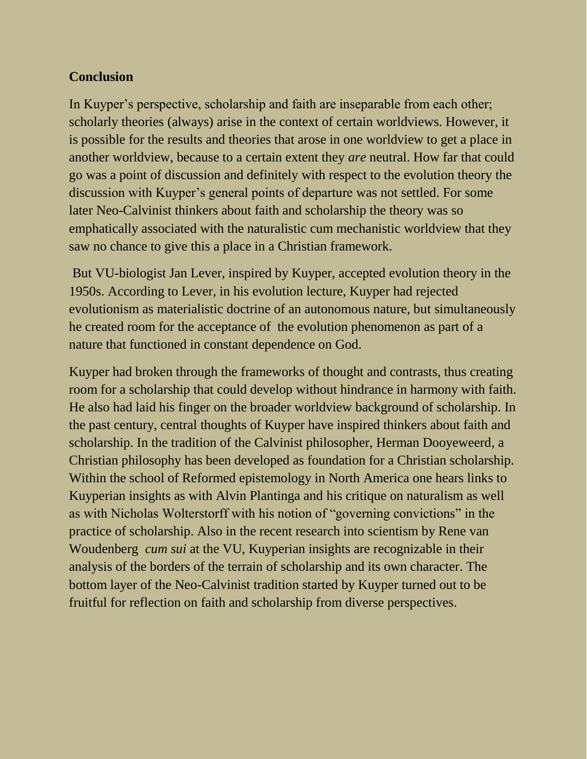**Conclusion**

In Kuyper's perspective, scholarship and faith are inseparable from each other; scholarly theories (always) arise in the context of certain worldviews. However, it is possible for the results and theories that arose in one worldview to get a place in another worldview, because to a certain extent they *are* neutral. How far that could go was a point of discussion and definitely with respect to the evolution theory the discussion with Kuyper's general points of departure was not settled. For some later Neo-Calvinist thinkers about faith and scholarship the theory was so emphatically associated with the naturalistic cum mechanistic worldview that they saw no chance to give this a place in a Christian framework.

But VU-biologist Jan Lever, inspired by Kuyper, accepted evolution theory in the 1950s. According to Lever, in his evolution lecture, Kuyper had rejected evolutionism as materialistic doctrine of an autonomous nature, but simultaneously he created room for the acceptance of the evolution phenomenon as part of a nature that functioned in constant dependence on God.

Kuyper had broken through the frameworks of thought and contrasts, thus creating room for a scholarship that could develop without hindrance in harmony with faith. He also had laid his finger on the broader worldview background of scholarship. In the past century, central thoughts of Kuyper have inspired thinkers about faith and scholarship. In the tradition of the Calvinist philosopher, Herman Dooyeweerd, a Christian philosophy has been developed as foundation for a Christian scholarship. Within the school of Reformed epistemology in North America one hears links to Kuyperian insights as with Alvin Plantinga and his critique on naturalism as well as with Nicholas Wolterstorff with his notion of "governing convictions" in the practice of scholarship. Also in the recent research into scientism by Rene van Woudenberg *cum sui* at the VU, Kuyperian insights are recognizable in their analysis of the borders of the terrain of scholarship and its own character. The bottom layer of the Neo-Calvinist tradition started by Kuyper turned out to be fruitful for reflection on faith and scholarship from diverse perspectives.